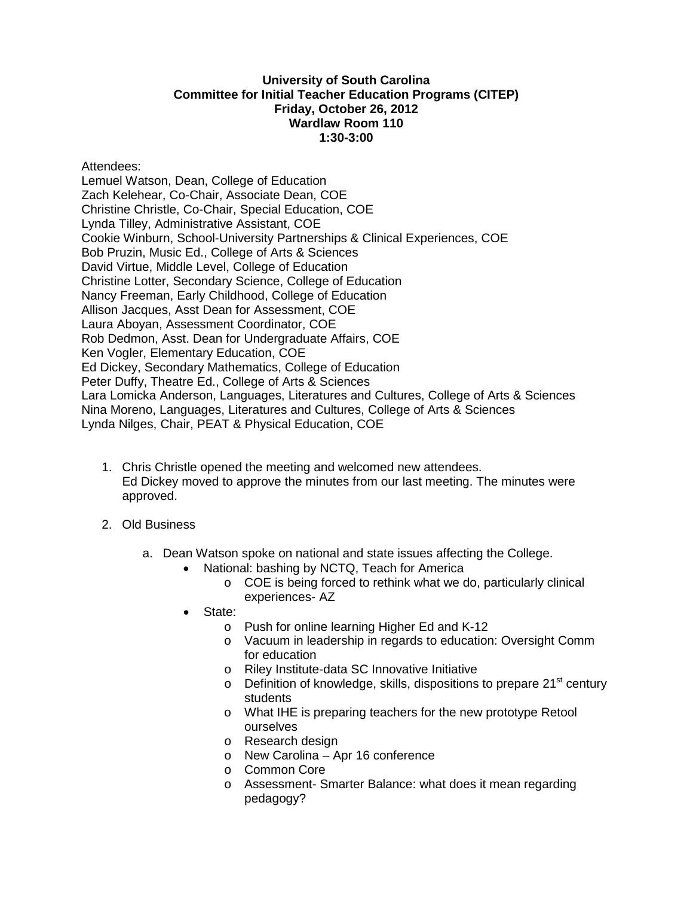**University of South Carolina**
**Committee for Initial Teacher Education Programs (CITEP)**
**Friday, October 26, 2012**
**Wardlaw Room 110**
**1:30-3:00**

Attendees:
Lemuel Watson, Dean, College of Education
Zach Kelehear, Co-Chair, Associate Dean, COE
Christine Christle, Co-Chair, Special Education, COE
Lynda Tilley, Administrative Assistant, COE
Cookie Winburn, School-University Partnerships & Clinical Experiences, COE
Bob Pruzin, Music Ed., College of Arts & Sciences
David Virtue, Middle Level, College of Education
Christine Lotter, Secondary Science, College of Education
Nancy Freeman, Early Childhood, College of Education
Allison Jacques, Asst Dean for Assessment, COE
Laura Aboyan, Assessment Coordinator, COE
Rob Dedmon, Asst. Dean for Undergraduate Affairs, COE
Ken Vogler, Elementary Education, COE
Ed Dickey, Secondary Mathematics, College of Education
Peter Duffy, Theatre Ed., College of Arts & Sciences
Lara Lomicka Anderson, Languages, Literatures and Cultures, College of Arts & Sciences
Nina Moreno, Languages, Literatures and Cultures, College of Arts & Sciences
Lynda Nilges, Chair, PEAT & Physical Education, COE

1. Chris Christle opened the meeting and welcomed new attendees.
   Ed Dickey moved to approve the minutes from our last meeting. The minutes were approved.

2. Old Business

   a. Dean Watson spoke on national and state issues affecting the College.
      - National: bashing by NCTQ, Teach for America
         - COE is being forced to rethink what we do, particularly clinical experiences- AZ
      - State:
         - Push for online learning Higher Ed and K-12
         - Vacuum in leadership in regards to education: Oversight Comm for education
         - Riley Institute-data SC Innovative Initiative
         - Definition of knowledge, skills, dispositions to prepare 21st century students
         - What IHE is preparing teachers for the new prototype Retool ourselves
         - Research design
         - New Carolina – Apr 16 conference
         - Common Core
         - Assessment- Smarter Balance: what does it mean regarding pedagogy?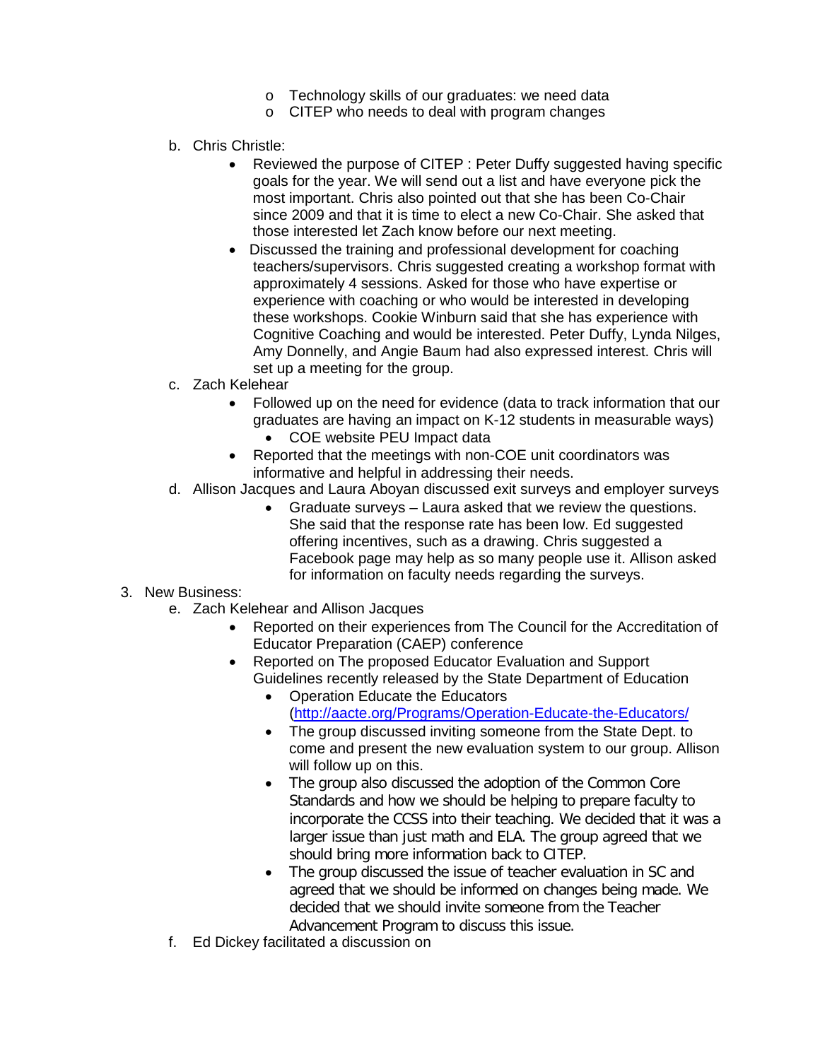- Technology skills of our graduates: we need data
  - CITEP who needs to deal with program changes

b. Chris Christle:
   - Reviewed the purpose of CITEP : Peter Duffy suggested having specific goals for the year. We will send out a list and have everyone pick the most important. Chris also pointed out that she has been Co-Chair since 2009 and that it is time to elect a new Co-Chair. She asked that those interested let Zach know before our next meeting.
   - Discussed the training and professional development for coaching teachers/supervisors. Chris suggested creating a workshop format with approximately 4 sessions. Asked for those who have expertise or experience with coaching or who would be interested in developing these workshops. Cookie Winburn said that she has experience with Cognitive Coaching and would be interested. Peter Duffy, Lynda Nilges, Amy Donnelly, and Angie Baum had also expressed interest. Chris will set up a meeting for the group.

c. Zach Kelehear
   - Followed up on the need for evidence (data to track information that our graduates are having an impact on K-12 students in measurable ways)
     - COE website PEU Impact data
   - Reported that the meetings with non-COE unit coordinators was informative and helpful in addressing their needs.

d. Allison Jacques and Laura Aboyan discussed exit surveys and employer surveys
   - Graduate surveys – Laura asked that we review the questions. She said that the response rate has been low. Ed suggested offering incentives, such as a drawing. Chris suggested a Facebook page may help as so many people use it. Allison asked for information on faculty needs regarding the surveys.

3. New Business:

e. Zach Kelehear and Allison Jacques
   - Reported on their experiences from The Council for the Accreditation of Educator Preparation (CAEP) conference
   - Reported on The proposed Educator Evaluation and Support Guidelines recently released by the State Department of Education
     - Operation Educate the Educators (http://aacte.org/Programs/Operation-Educate-the-Educators/
     - The group discussed inviting someone from the State Dept. to come and present the new evaluation system to our group. Allison will follow up on this.
     - The group also discussed the adoption of the Common Core Standards and how we should be helping to prepare faculty to incorporate the CCSS into their teaching. We decided that it was a larger issue than just math and ELA. The group agreed that we should bring more information back to CITEP.
     - The group discussed the issue of teacher evaluation in SC and agreed that we should be informed on changes being made. We decided that we should invite someone from the Teacher Advancement Program to discuss this issue.

f. Ed Dickey facilitated a discussion on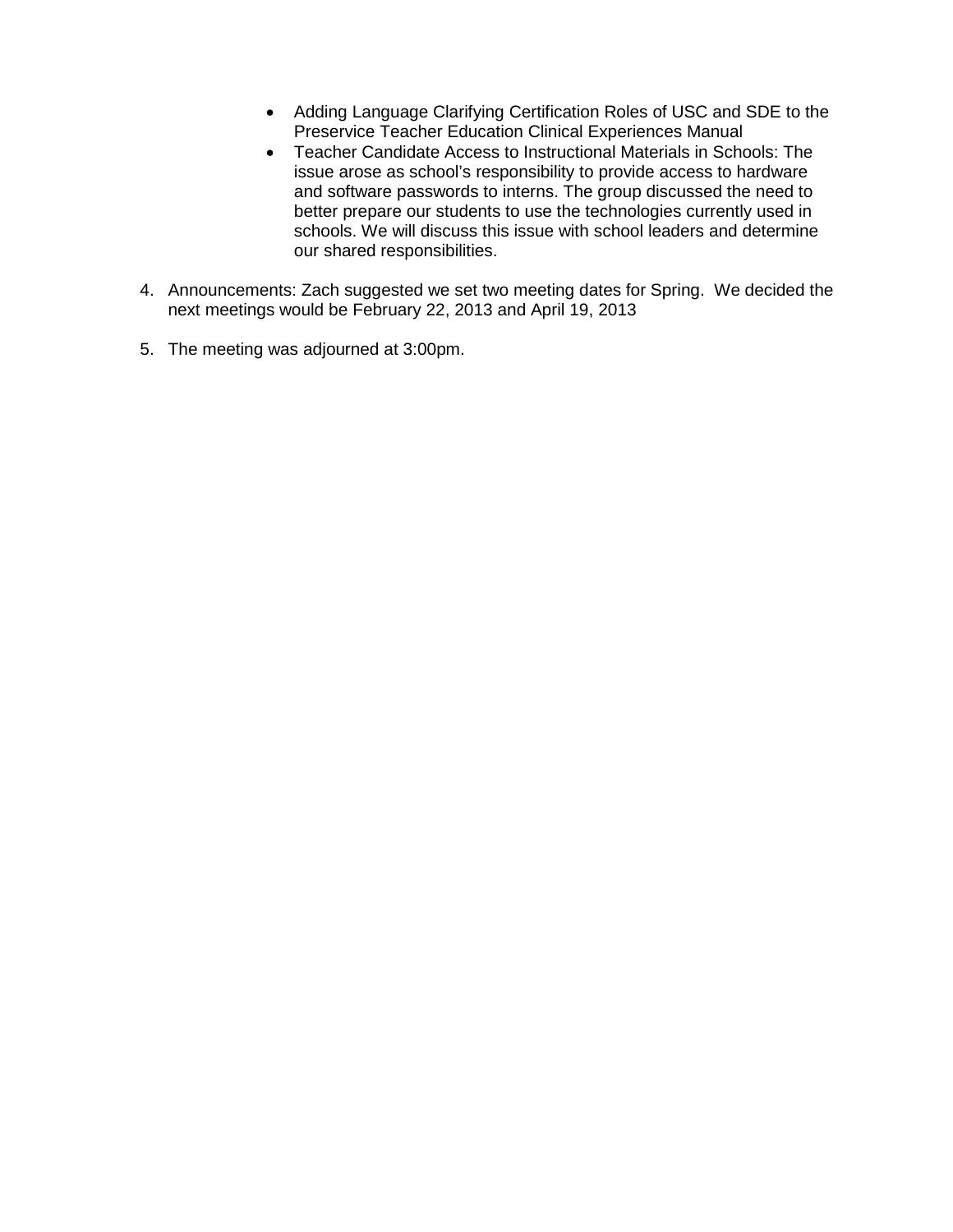- Adding Language Clarifying Certification Roles of USC and SDE to the Preservice Teacher Education Clinical Experiences Manual
- Teacher Candidate Access to Instructional Materials in Schools: The issue arose as school's responsibility to provide access to hardware and software passwords to interns. The group discussed the need to better prepare our students to use the technologies currently used in schools. We will discuss this issue with school leaders and determine our shared responsibilities.

4. Announcements: Zach suggested we set two meeting dates for Spring. We decided the next meetings would be February 22, 2013 and April 19, 2013

5. The meeting was adjourned at 3:00pm.